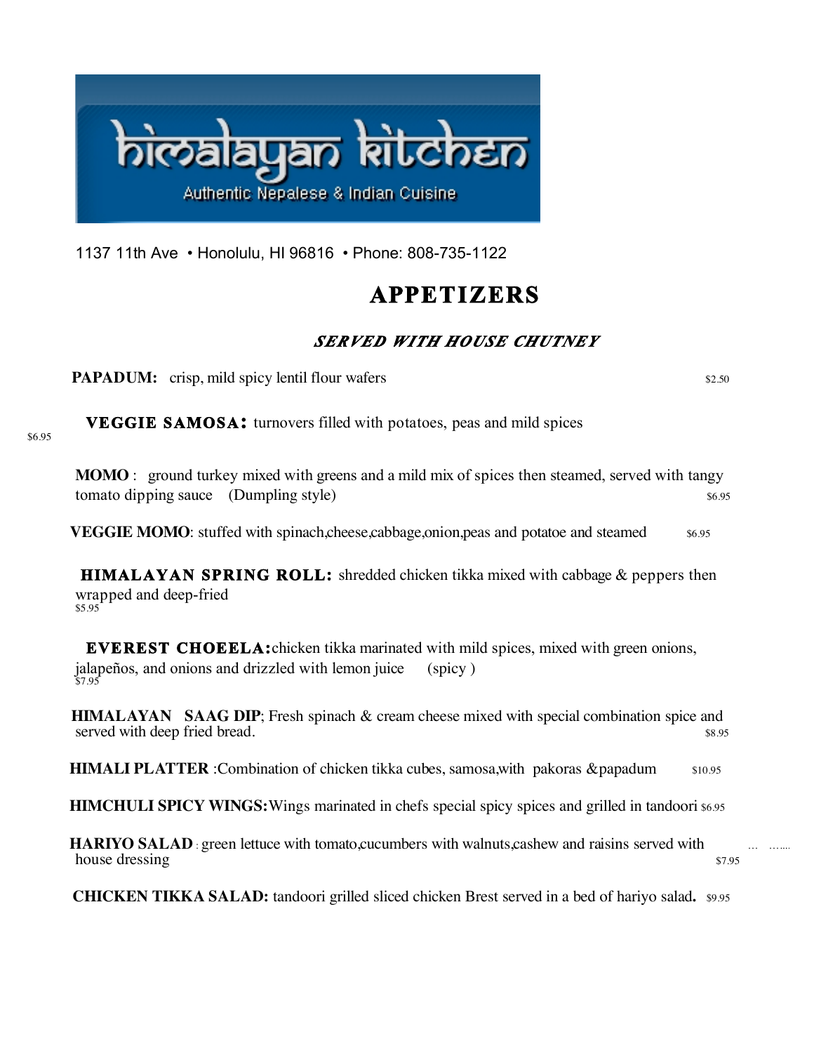# himalayan kitchen

Authentic Nepalese & Indian Cuisine

1137 11th Ave • Honolulu, HI 96816 • Phone: 808-735-1122

## APPETIZERS

***SERVED WITH HOUSE CHUTNEY***

**PAPADUM:** crisp, mild spicy lentil flour wafers $2.50

**VEGGIE SAMOSA:** turnovers filled with potatoes, peas and mild spices $6.95

**MOMO** : ground turkey mixed with greens and a mild mix of spices then steamed, served with tangy tomato dipping sauce (Dumpling style) $6.95

**VEGGIE MOMO**: stuffed with spinach,cheese,cabbage,onion,peas and potatoe and steamed $6.95

**HIMALAYAN SPRING ROLL:** shredded chicken tikka mixed with cabbage & peppers then wrapped and deep-fried $5.95

**EVEREST CHOEELA:**chicken tikka marinated with mild spices, mixed with green onions, jalapeños, and onions and drizzled with lemon juice (spicy ) $7.95

**HIMALAYAN SAAG DIP**; Fresh spinach & cream cheese mixed with special combination spice and served with deep fried bread. $8.95

**HIMALI PLATTER** :Combination of chicken tikka cubes, samosa,with pakoras &papadum $10.95

**HIMCHULI SPICY WINGS:**Wings marinated in chefs special spicy spices and grilled in tandoori $6.95

**HARIYO SALAD** : green lettuce with tomato,cucumbers with walnuts,cashew and raisins served with house dressing $7.95

**CHICKEN TIKKA SALAD:** tandoori grilled sliced chicken Brest served in a bed of hariyo salad**.** $9.95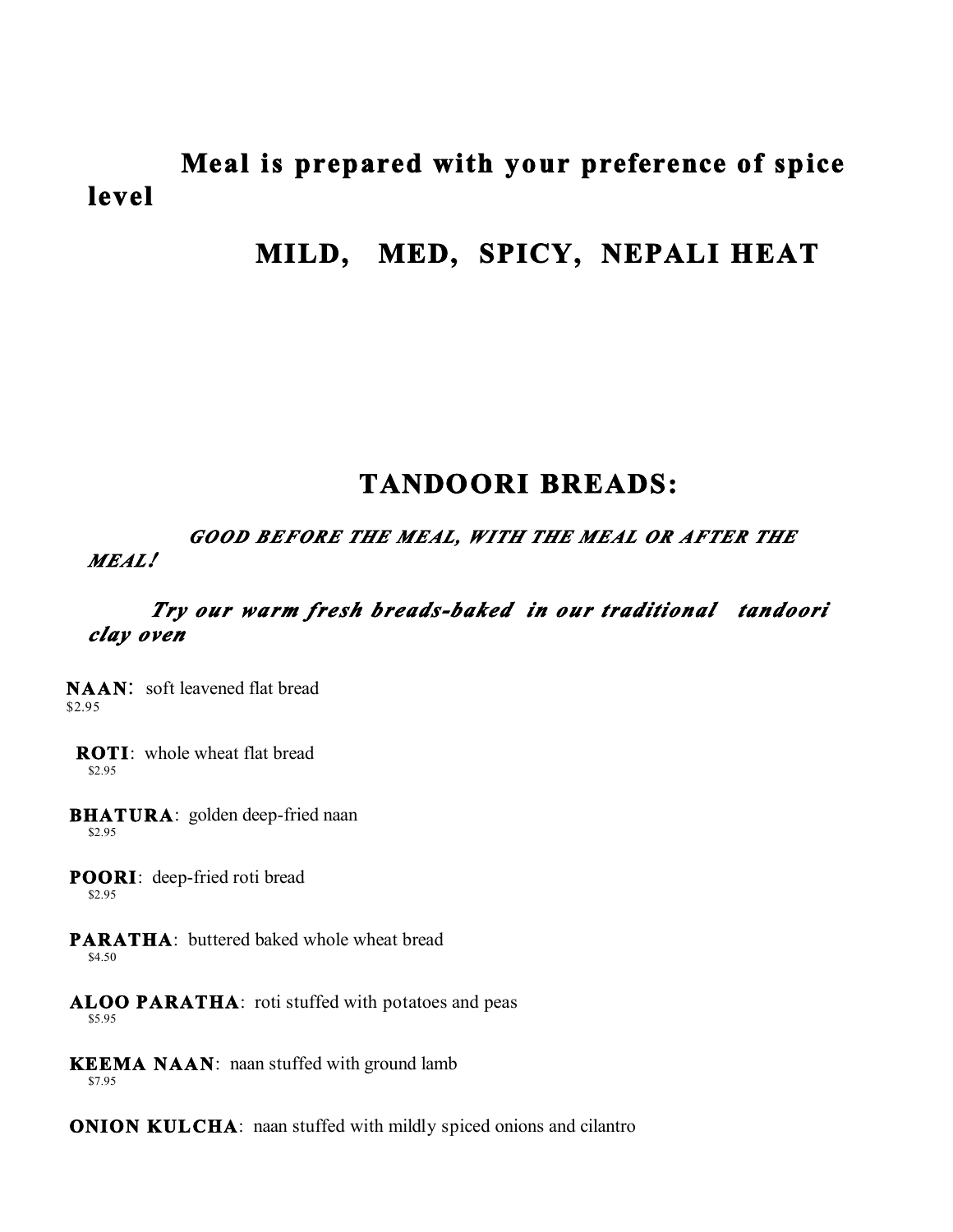**Meal is prepared with your preference of spice level**

**MILD, MED, SPICY, NEPALI HEAT**

## TANDOORI BREADS:

***GOOD BEFORE THE MEAL, WITH THE MEAL OR AFTER THE MEAL!***

***Try our warm fresh breads-baked in our traditional tandoori clay oven***

**NAAN**: soft leavened flat bread
$2.95

**ROTI**: whole wheat flat bread
$2.95

**BHATURA**: golden deep-fried naan
$2.95

**POORI**: deep-fried roti bread
$2.95

**PARATHA**: buttered baked whole wheat bread
$4.50

**ALOO PARATHA**: roti stuffed with potatoes and peas
$5.95

**KEEMA NAAN**: naan stuffed with ground lamb
$7.95

**ONION KULCHA**: naan stuffed with mildly spiced onions and cilantro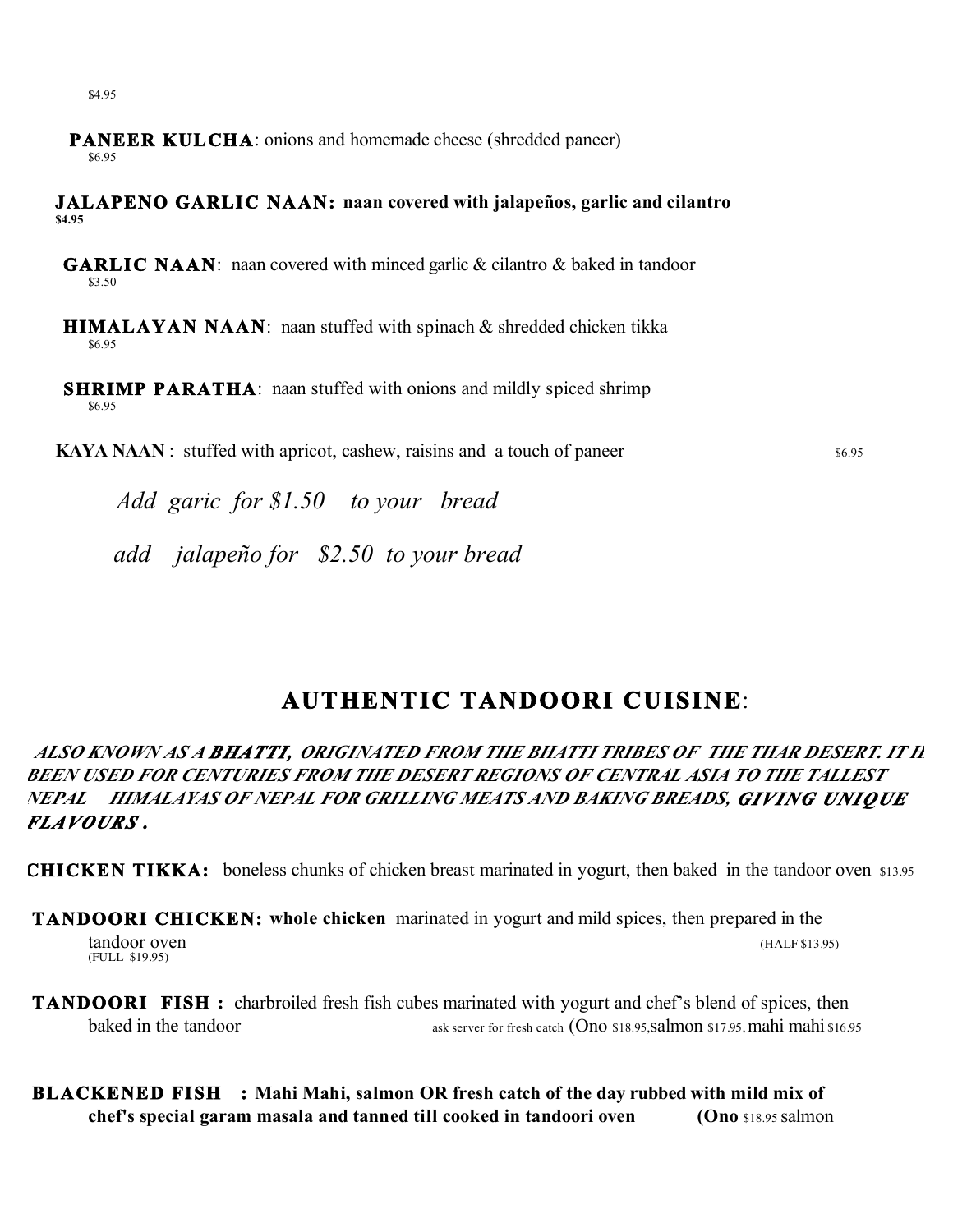$4.95

**PANEER KULCHA**: onions and homemade cheese (shredded paneer)
$6.95

**JALAPENO GARLIC NAAN: naan covered with jalapeños, garlic and cilantro**
**$4.95**

**GARLIC NAAN**: naan covered with minced garlic & cilantro & baked in tandoor
$3.50

**HIMALAYAN NAAN**: naan stuffed with spinach & shredded chicken tikka
$6.95

**SHRIMP PARATHA**: naan stuffed with onions and mildly spiced shrimp
$6.95

**KAYA NAAN** : stuffed with apricot, cashew, raisins and a touch of paneer $6.95

*Add garic for $1.50 to your bread*

*add jalapeño for $2.50 to your bread*

## AUTHENTIC TANDOORI CUISINE:

***ALSO KNOWN AS A BHATTI, ORIGINATED FROM THE BHATTI TRIBES OF THE THAR DESERT. IT H BEEN USED FOR CENTURIES FROM THE DESERT REGIONS OF CENTRAL ASIA TO THE TALLEST NEPAL HIMALAYAS OF NEPAL FOR GRILLING MEATS AND BAKING BREADS, GIVING UNIQUE FLAVOURS .***

**CHICKEN TIKKA:** boneless chunks of chicken breast marinated in yogurt, then baked in the tandoor oven $13.95

**TANDOORI CHICKEN: whole chicken** marinated in yogurt and mild spices, then prepared in the tandoor oven (HALF $13.95)
(FULL $19.95)

**TANDOORI FISH :** charbroiled fresh fish cubes marinated with yogurt and chef's blend of spices, then baked in the tandoor ask server for fresh catch (Ono $18.95,salmon $17.95, mahi mahi $16.95

**BLACKENED FISH : Mahi Mahi, salmon OR fresh catch of the day rubbed with mild mix of chef's special garam masala and tanned till cooked in tandoori oven (Ono** $18.95 salmon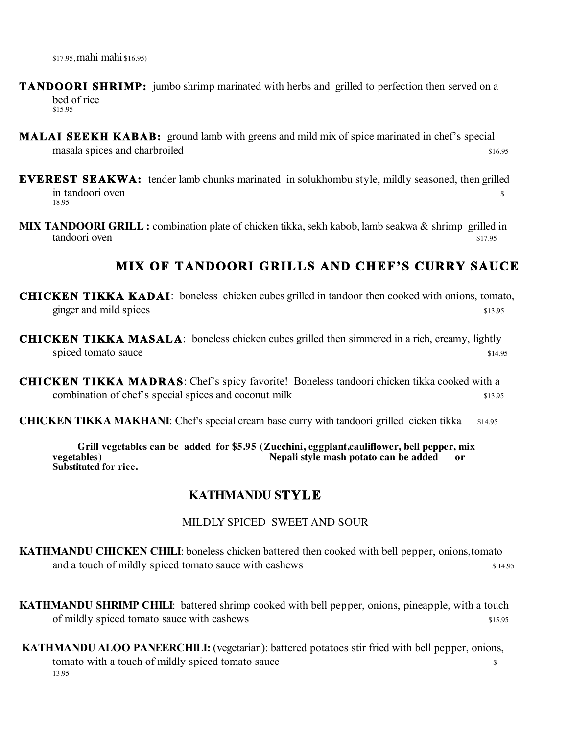$17.95, mahi mahi $16.95)

**TANDOORI SHRIMP:** jumbo shrimp marinated with herbs and grilled to perfection then served on a bed of rice $15.95

**MALAI SEEKH KABAB:** ground lamb with greens and mild mix of spice marinated in chef's special masala spices and charbroiled $16.95

**EVEREST SEAKWA:** tender lamb chunks marinated in solukhombu style, mildly seasoned, then grilled in tandoori oven $ 18.95

**MIX TANDOORI GRILL :** combination plate of chicken tikka, sekh kabob, lamb seakwa & shrimp grilled in tandoori oven $17.95

## MIX OF TANDOORI GRILLS AND CHEF'S CURRY SAUCE

**CHICKEN TIKKA KADAI**: boneless chicken cubes grilled in tandoor then cooked with onions, tomato, ginger and mild spices $13.95

**CHICKEN TIKKA MASALA**: boneless chicken cubes grilled then simmered in a rich, creamy, lightly spiced tomato sauce $14.95

**CHICKEN TIKKA MADRAS**: Chef's spicy favorite! Boneless tandoori chicken tikka cooked with a combination of chef's special spices and coconut milk $13.95

**CHICKEN TIKKA MAKHANI**: Chef's special cream base curry with tandoori grilled cicken tikka $14.95

**Grill vegetables can be added for $5.95 (Zucchini, eggplant,cauliflower, bell pepper, mix vegetables) Nepali style mash potato can be added or Substituted for rice.**

## KATHMANDU STYLE

MILDLY SPICED SWEET AND SOUR

**KATHMANDU CHICKEN CHILI**: boneless chicken battered then cooked with bell pepper, onions,tomato and a touch of mildly spiced tomato sauce with cashews $ 14.95

**KATHMANDU SHRIMP CHILI**: battered shrimp cooked with bell pepper, onions, pineapple, with a touch of mildly spiced tomato sauce with cashews $15.95

**KATHMANDU ALOO PANEERCHILI:** (vegetarian): battered potatoes stir fried with bell pepper, onions, tomato with a touch of mildly spiced tomato sauce $ 13.95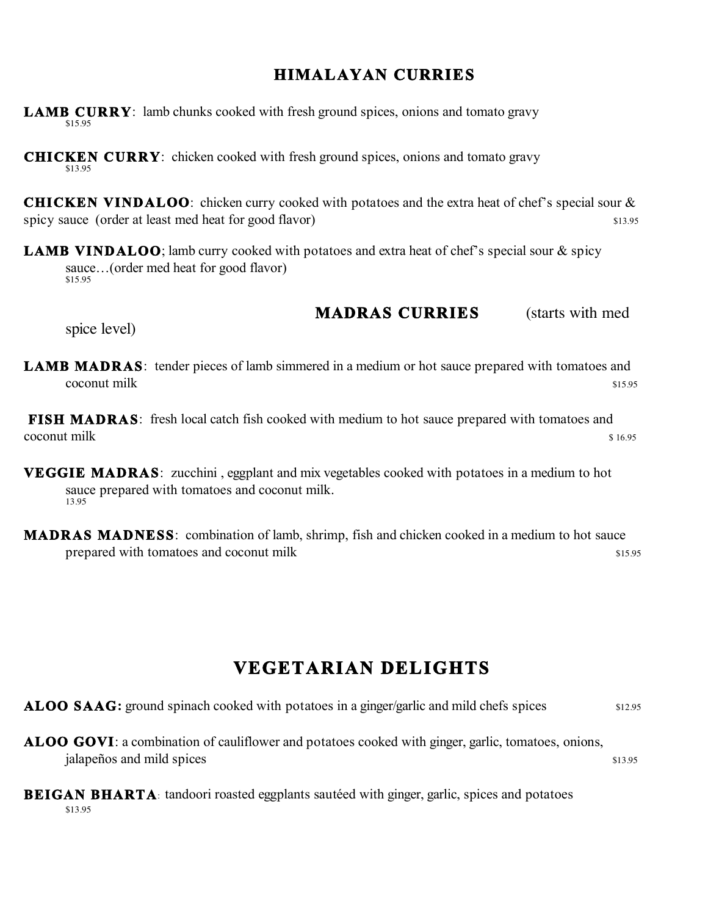## HIMALAYAN CURRIES

**LAMB CURRY**: lamb chunks cooked with fresh ground spices, onions and tomato gravy
$15.95

**CHICKEN CURRY**: chicken cooked with fresh ground spices, onions and tomato gravy
$13.95

**CHICKEN VINDALOO**: chicken curry cooked with potatoes and the extra heat of chef's special sour & spicy sauce (order at least med heat for good flavor) $13.95

**LAMB VINDALOO**; lamb curry cooked with potatoes and extra heat of chef's special sour & spicy sauce…(order med heat for good flavor)
$15.95

## MADRAS CURRIES (starts with med spice level)

**LAMB MADRAS**: tender pieces of lamb simmered in a medium or hot sauce prepared with tomatoes and coconut milk $15.95

**FISH MADRAS**: fresh local catch fish cooked with medium to hot sauce prepared with tomatoes and coconut milk $ 16.95

**VEGGIE MADRAS**: zucchini , eggplant and mix vegetables cooked with potatoes in a medium to hot sauce prepared with tomatoes and coconut milk.
13.95

**MADRAS MADNESS**: combination of lamb, shrimp, fish and chicken cooked in a medium to hot sauce prepared with tomatoes and coconut milk $15.95

## VEGETARIAN DELIGHTS

**ALOO SAAG:** ground spinach cooked with potatoes in a ginger/garlic and mild chefs spices $12.95

**ALOO GOVI**: a combination of cauliflower and potatoes cooked with ginger, garlic, tomatoes, onions, jalapeños and mild spices $13.95

**BEIGAN BHARTA**: tandoori roasted eggplants sautéed with ginger, garlic, spices and potatoes
$13.95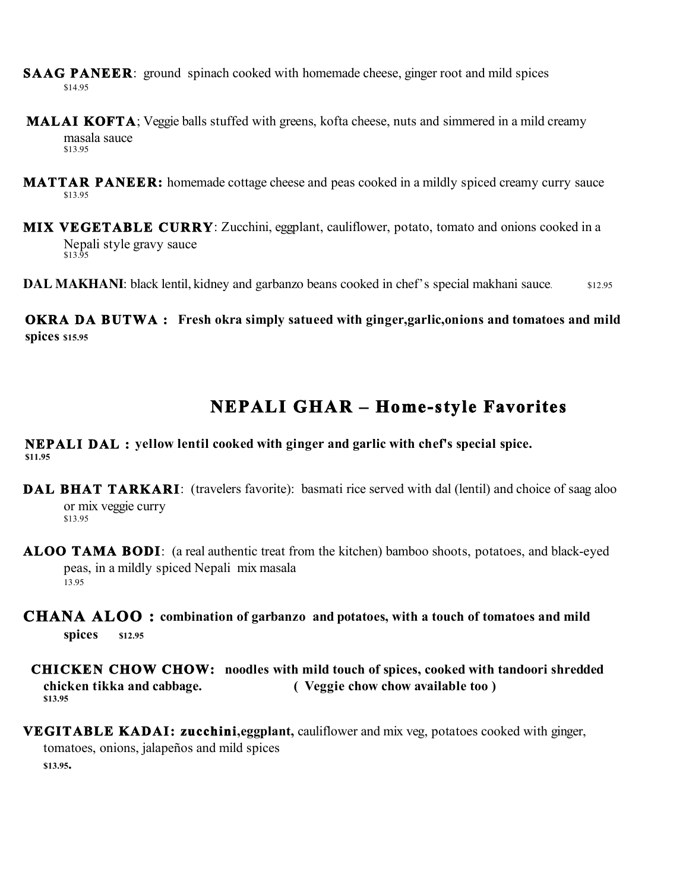**SAAG PANEER**: ground spinach cooked with homemade cheese, ginger root and mild spices
$14.95

**MALAI KOFTA**; Veggie balls stuffed with greens, kofta cheese, nuts and simmered in a mild creamy masala sauce
$13.95

**MATTAR PANEER:** homemade cottage cheese and peas cooked in a mildly spiced creamy curry sauce
$13.95

**MIX VEGETABLE CURRY**: Zucchini, eggplant, cauliflower, potato, tomato and onions cooked in a Nepali style gravy sauce
$13.95

**DAL MAKHANI**: black lentil, kidney and garbanzo beans cooked in chef's special makhani sauce. $12.95

**OKRA DA BUTWA : Fresh okra simply satueed with ginger,garlic,onions and tomatoes and mild spices $15.95**

## NEPALI GHAR – Home-style Favorites

**NEPALI DAL : yellow lentil cooked with ginger and garlic with chef's special spice.**
**$11.95**

**DAL BHAT TARKARI**: (travelers favorite): basmati rice served with dal (lentil) and choice of saag aloo or mix veggie curry
$13.95

**ALOO TAMA BODI**: (a real authentic treat from the kitchen) bamboo shoots, potatoes, and black-eyed peas, in a mildly spiced Nepali mix masala
13.95

**CHANA ALOO : combination of garbanzo and potatoes, with a touch of tomatoes and mild spices $12.95**

**CHICKEN CHOW CHOW: noodles with mild touch of spices, cooked with tandoori shredded chicken tikka and cabbage. ( Veggie chow chow available too )**
**$13.95**

**VEGITABLE KADAI: zucchini,eggplant,** cauliflower and mix veg, potatoes cooked with ginger, tomatoes, onions, jalapeños and mild spices
**$13.95.**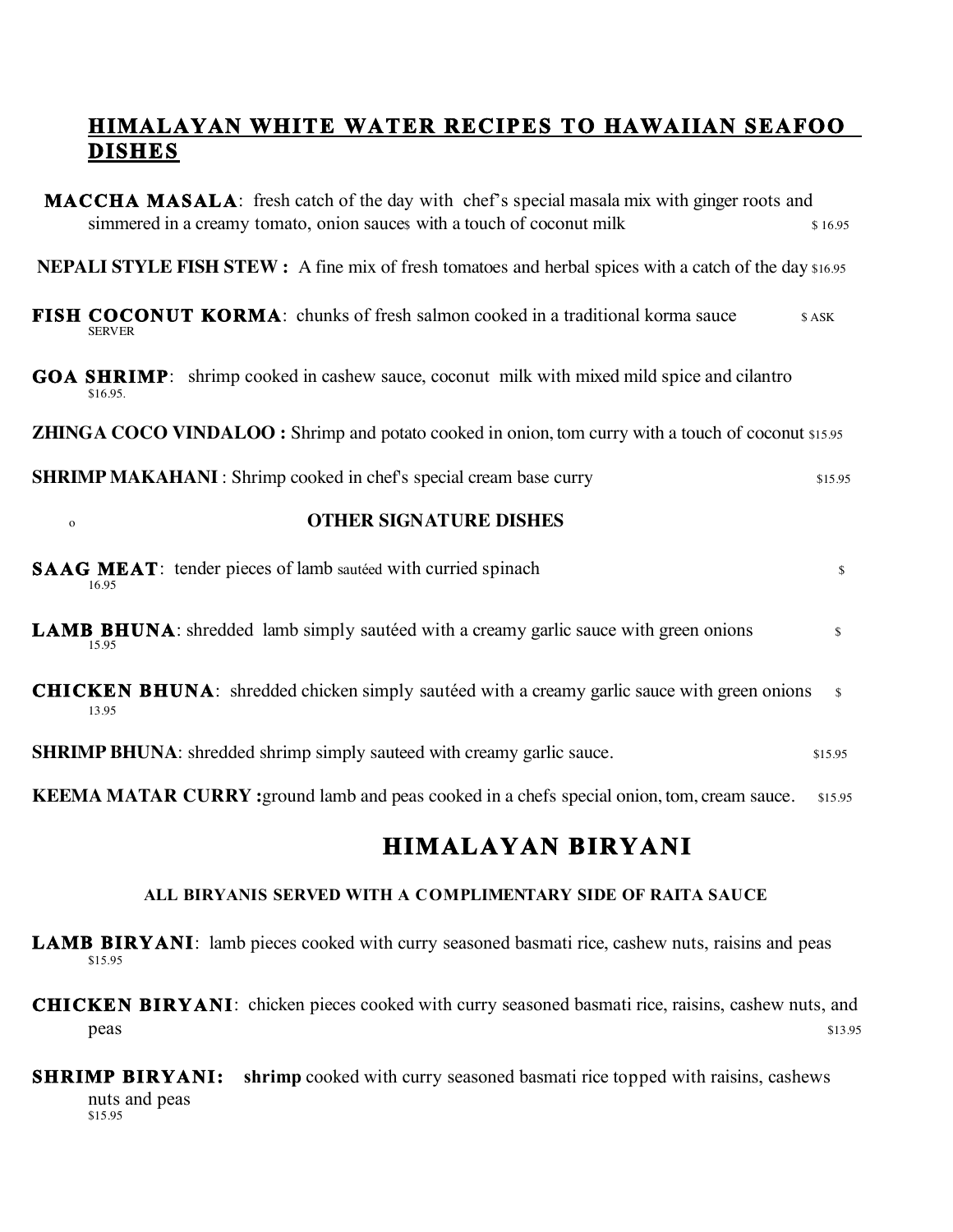## HIMALAYAN WHITE WATER RECIPES TO HAWAIIAN SEAFOO DISHES

**MACCHA MASALA**: fresh catch of the day with chef's special masala mix with ginger roots and simmered in a creamy tomato, onion sauces with a touch of coconut milk $ 16.95

**NEPALI STYLE FISH STEW :** A fine mix of fresh tomatoes and herbal spices with a catch of the day $16.95

**FISH COCONUT KORMA**: chunks of fresh salmon cooked in a traditional korma sauce $ ASK SERVER

**GOA SHRIMP**: shrimp cooked in cashew sauce, coconut milk with mixed mild spice and cilantro $16.95.

**ZHINGA COCO VINDALOO :** Shrimp and potato cooked in onion, tom curry with a touch of coconut $15.95

**SHRIMP MAKAHANI** : Shrimp cooked in chef's special cream base curry $15.95

### OTHER SIGNATURE DISHES

**SAAG MEAT**: tender pieces of lamb sautéed with curried spinach $ 16.95

**LAMB BHUNA**: shredded lamb simply sautéed with a creamy garlic sauce with green onions $ 15.95

**CHICKEN BHUNA**: shredded chicken simply sautéed with a creamy garlic sauce with green onions $ 13.95

**SHRIMP BHUNA**: shredded shrimp simply sauteed with creamy garlic sauce. $15.95

**KEEMA MATAR CURRY :** ground lamb and peas cooked in a chefs special onion, tom, cream sauce. $15.95

## HIMALAYAN BIRYANI

**ALL BIRYANIS SERVED WITH A COMPLIMENTARY SIDE OF RAITA SAUCE**

**LAMB BIRYANI**: lamb pieces cooked with curry seasoned basmati rice, cashew nuts, raisins and peas $15.95

**CHICKEN BIRYANI**: chicken pieces cooked with curry seasoned basmati rice, raisins, cashew nuts, and peas $13.95

**SHRIMP BIRYANI:** **shrimp** cooked with curry seasoned basmati rice topped with raisins, cashews nuts and peas $15.95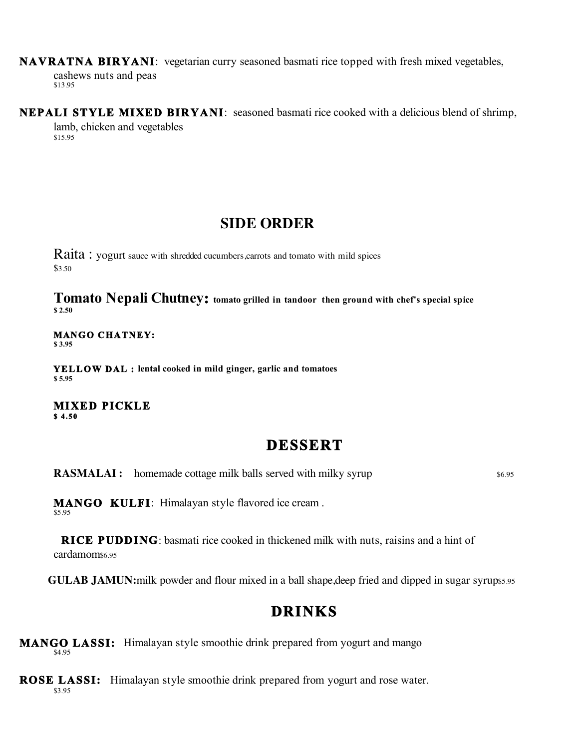**NAVRATNA BIRYANI**: vegetarian curry seasoned basmati rice topped with fresh mixed vegetables, cashews nuts and peas
$13.95

**NEPALI STYLE MIXED BIRYANI**: seasoned basmati rice cooked with a delicious blend of shrimp, lamb, chicken and vegetables
$15.95

## SIDE ORDER

Raita : yogurt sauce with shredded cucumbers,carrots and tomato with mild spices
$3.50

**Tomato Nepali Chutney: tomato grilled in tandoor then ground with chef's special spice**
**$ 2.50**

**MANGO CHATNEY:**
**$ 3.95**

**YELLOW DAL : lental cooked in mild ginger, garlic and tomatoes**
**$ 5.95**

**MIXED PICKLE**
**$ 4.50**

## DESSERT

**RASMALAI :** homemade cottage milk balls served with milky syrup $6.95

**MANGO KULFI**: Himalayan style flavored ice cream .
$5.95

**RICE PUDDING**: basmati rice cooked in thickened milk with nuts, raisins and a hint of cardamom$6.95

**GULAB JAMUN:**milk powder and flour mixed in a ball shape,deep fried and dipped in sugar syrup$5.95

## DRINKS

**MANGO LASSI:** Himalayan style smoothie drink prepared from yogurt and mango
$4.95

**ROSE LASSI:** Himalayan style smoothie drink prepared from yogurt and rose water.
$3.95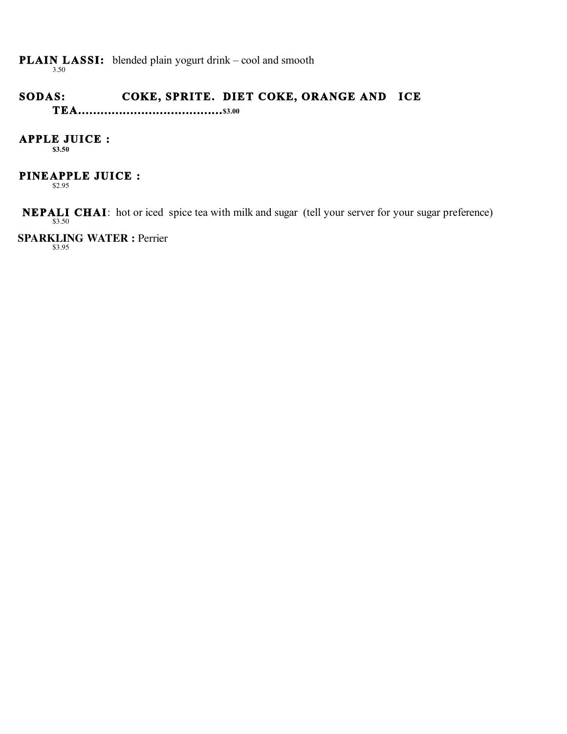**PLAIN LASSI:** blended plain yogurt drink – cool and smooth
3.50

**SODAS: COKE, SPRITE. DIET COKE, ORANGE AND ICE TEA......................................$3.00**

**APPLE JUICE :**
**$3.50**

**PINEAPPLE JUICE :**
$2.95

**NEPALI CHAI**: hot or iced spice tea with milk and sugar (tell your server for your sugar preference)
$3.50

**SPARKLING WATER :** Perrier
$3.95